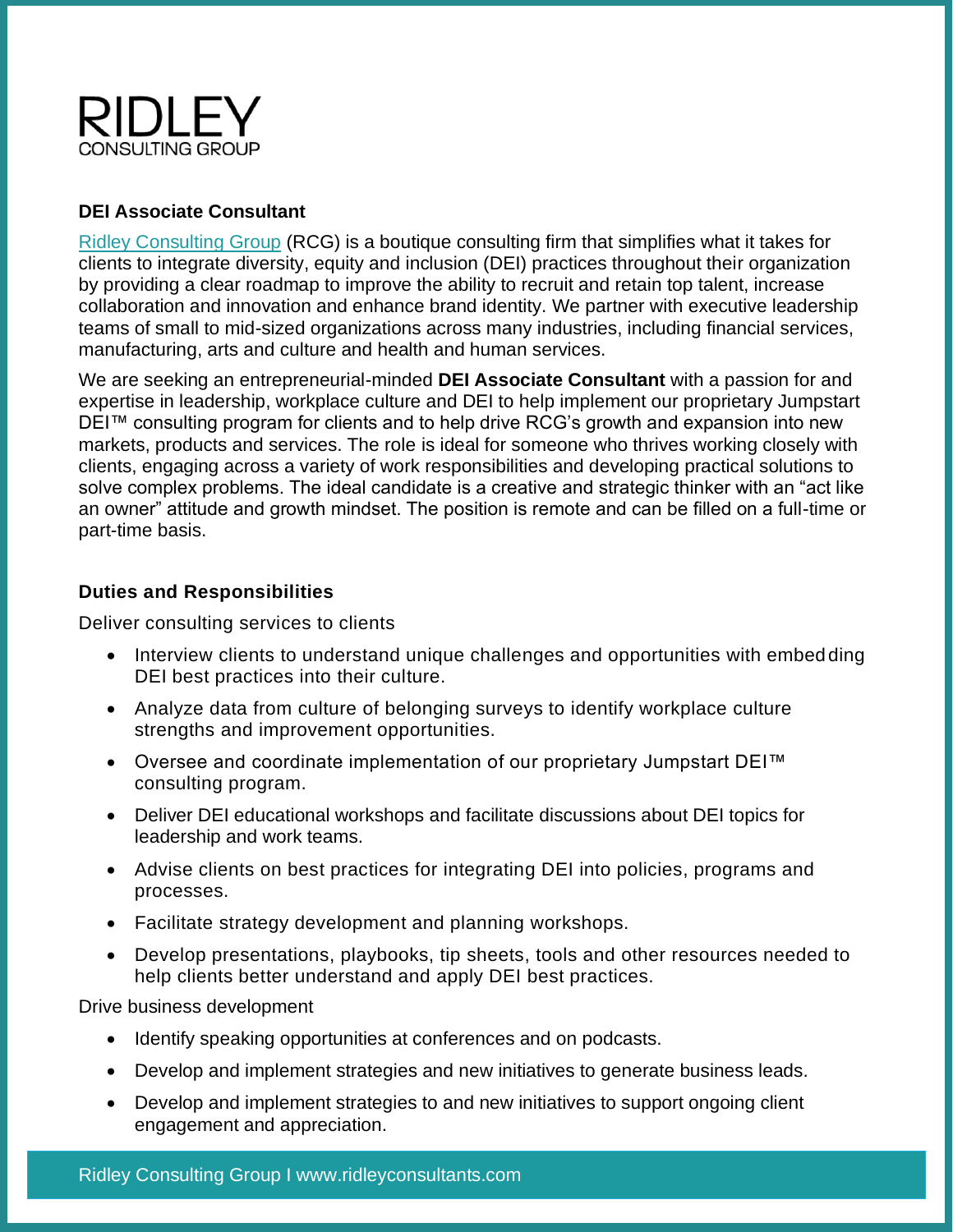RIDLEY
CONSULTING GROUP

## DEI Associate Consultant

Ridley Consulting Group (RCG) is a boutique consulting firm that simplifies what it takes for clients to integrate diversity, equity and inclusion (DEI) practices throughout their organization by providing a clear roadmap to improve the ability to recruit and retain top talent, increase collaboration and innovation and enhance brand identity. We partner with executive leadership teams of small to mid-sized organizations across many industries, including financial services, manufacturing, arts and culture and health and human services.

We are seeking an entrepreneurial-minded **DEI Associate Consultant** with a passion for and expertise in leadership, workplace culture and DEI to help implement our proprietary Jumpstart DEI™ consulting program for clients and to help drive RCG's growth and expansion into new markets, products and services. The role is ideal for someone who thrives working closely with clients, engaging across a variety of work responsibilities and developing practical solutions to solve complex problems. The ideal candidate is a creative and strategic thinker with an "act like an owner" attitude and growth mindset. The position is remote and can be filled on a full-time or part-time basis.

### Duties and Responsibilities

Deliver consulting services to clients

- Interview clients to understand unique challenges and opportunities with embedding DEI best practices into their culture.
- Analyze data from culture of belonging surveys to identify workplace culture strengths and improvement opportunities.
- Oversee and coordinate implementation of our proprietary Jumpstart DEI™ consulting program.
- Deliver DEI educational workshops and facilitate discussions about DEI topics for leadership and work teams.
- Advise clients on best practices for integrating DEI into policies, programs and processes.
- Facilitate strategy development and planning workshops.
- Develop presentations, playbooks, tip sheets, tools and other resources needed to help clients better understand and apply DEI best practices.

Drive business development

- Identify speaking opportunities at conferences and on podcasts.
- Develop and implement strategies and new initiatives to generate business leads.
- Develop and implement strategies to and new initiatives to support ongoing client engagement and appreciation.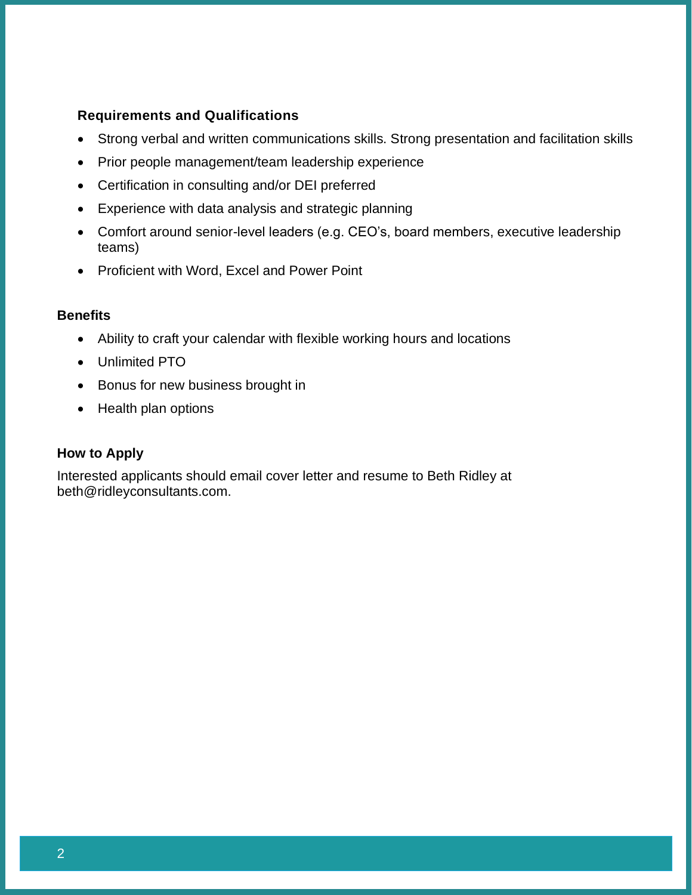**Requirements and Qualifications**

- Strong verbal and written communications skills. Strong presentation and facilitation skills
- Prior people management/team leadership experience
- Certification in consulting and/or DEI preferred
- Experience with data analysis and strategic planning
- Comfort around senior-level leaders (e.g. CEO's, board members, executive leadership teams)
- Proficient with Word, Excel and Power Point

**Benefits**

- Ability to craft your calendar with flexible working hours and locations
- Unlimited PTO
- Bonus for new business brought in
- Health plan options

**How to Apply**

Interested applicants should email cover letter and resume to Beth Ridley at beth@ridleyconsultants.com.